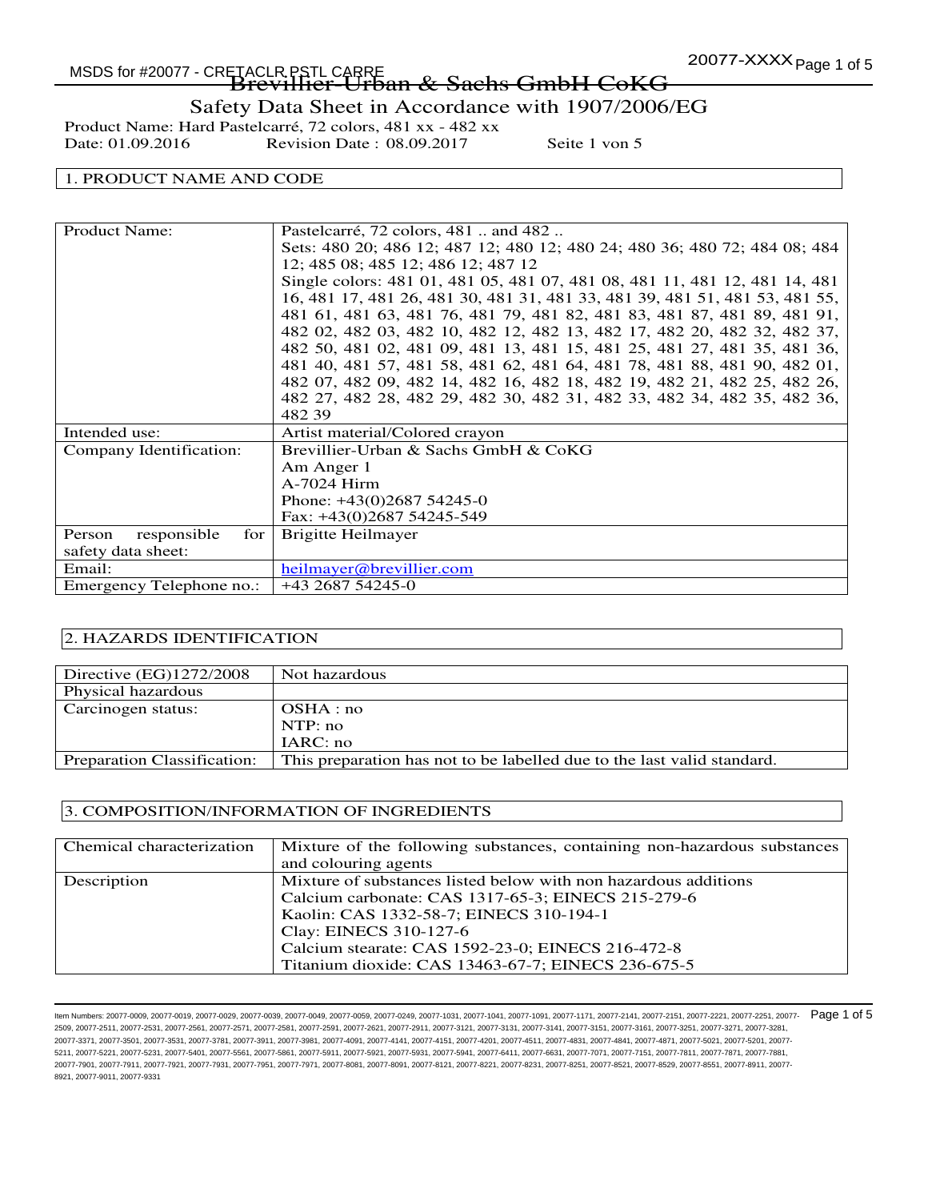# Brevillier-Urban & Sachs GmbH CoKG

## Safety Data Sheet in Accordance with 1907/2006/EG

Product Name: Hard Pastelcarré, 72 colors, 481 xx - 482 xx
Date: 01.09.2016 Revision Date : 08.09.2017 Seite 1 von 5

## 1. PRODUCT NAME AND CODE

| | |
|---|---|
| Product Name: | Pastelcarré, 72 colors, 481 .. and 482 ..<br>Sets: 480 20; 486 12; 487 12; 480 12; 480 24; 480 36; 480 72; 484 08; 484 12; 485 08; 485 12; 486 12; 487 12<br>Single colors: 481 01, 481 05, 481 07, 481 08, 481 11, 481 12, 481 14, 481 16, 481 17, 481 26, 481 30, 481 31, 481 33, 481 39, 481 51, 481 53, 481 55, 481 61, 481 63, 481 76, 481 79, 481 82, 481 83, 481 87, 481 89, 481 91, 482 02, 482 03, 482 10, 482 12, 482 13, 482 17, 482 20, 482 32, 482 37, 482 50, 481 02, 481 09, 481 13, 481 15, 481 25, 481 27, 481 35, 481 36, 481 40, 481 57, 481 58, 481 62, 481 64, 481 78, 481 88, 481 90, 482 01, 482 07, 482 09, 482 14, 482 16, 482 18, 482 19, 482 21, 482 25, 482 26, 482 27, 482 28, 482 29, 482 30, 482 31, 482 33, 482 34, 482 35, 482 36, 482 39 |
| Intended use: | Artist material/Colored crayon |
| Company Identification: | Brevillier-Urban & Sachs GmbH & CoKG<br>Am Anger 1<br>A-7024 Hirm<br>Phone: +43(0)2687 54245-0<br>Fax: +43(0)2687 54245-549 |
| Person responsible for safety data sheet: | Brigitte Heilmayer |
| Email: | heilmayer@brevillier.com |
| Emergency Telephone no.: | +43 2687 54245-0 |

## 2. HAZARDS IDENTIFICATION

| | |
|---|---|
| Directive (EG)1272/2008 | Not hazardous |
| Physical hazardous | |
| Carcinogen status: | OSHA : no<br>NTP: no<br>IARC: no |
| Preparation Classification: | This preparation has not to be labelled due to the last valid standard. |

## 3. COMPOSITION/INFORMATION OF INGREDIENTS

| | |
|---|---|
| Chemical characterization | Mixture of the following substances, containing non-hazardous substances and colouring agents |
| Description | Mixture of substances listed below with non hazardous additions<br>Calcium carbonate: CAS 1317-65-3; EINECS 215-279-6<br>Kaolin: CAS 1332-58-7; EINECS 310-194-1<br>Clay: EINECS 310-127-6<br>Calcium stearate: CAS 1592-23-0; EINECS 216-472-8<br>Titanium dioxide: CAS 13463-67-7; EINECS 236-675-5 |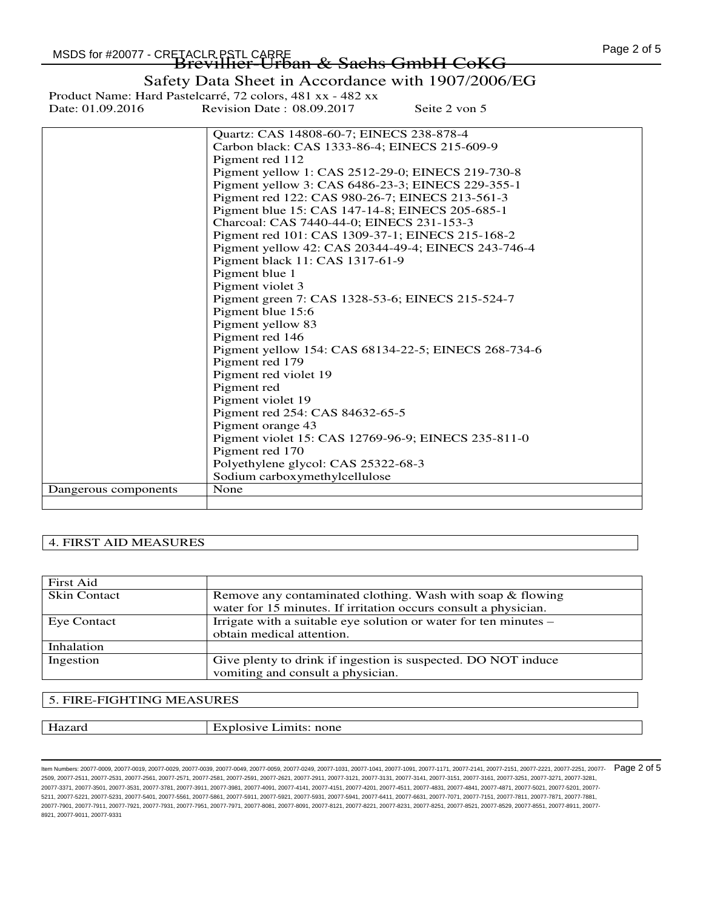Brevillier-Urban & Sachs GmbH CoKG

Safety Data Sheet in Accordance with 1907/2006/EG

Product Name: Hard Pastelcarré, 72 colors, 481 xx - 482 xx

Date: 01.09.2016 Revision Date : 08.09.2017 Seite 2 von 5

| | |
|---|---|
| | Quartz: CAS 14808-60-7; EINECS 238-878-4<br>Carbon black: CAS 1333-86-4; EINECS 215-609-9<br>Pigment red 112<br>Pigment yellow 1: CAS 2512-29-0; EINECS 219-730-8<br>Pigment yellow 3: CAS 6486-23-3; EINECS 229-355-1<br>Pigment red 122: CAS 980-26-7; EINECS 213-561-3<br>Pigment blue 15: CAS 147-14-8; EINECS 205-685-1<br>Charcoal: CAS 7440-44-0; EINECS 231-153-3<br>Pigment red 101: CAS 1309-37-1; EINECS 215-168-2<br>Pigment yellow 42: CAS 20344-49-4; EINECS 243-746-4<br>Pigment black 11: CAS 1317-61-9<br>Pigment blue 1<br>Pigment violet 3<br>Pigment green 7: CAS 1328-53-6; EINECS 215-524-7<br>Pigment blue 15:6<br>Pigment yellow 83<br>Pigment red 146<br>Pigment yellow 154: CAS 68134-22-5; EINECS 268-734-6<br>Pigment red 179<br>Pigment red violet 19<br>Pigment red<br>Pigment violet 19<br>Pigment red 254: CAS 84632-65-5<br>Pigment orange 43<br>Pigment violet 15: CAS 12769-96-9; EINECS 235-811-0<br>Pigment red 170<br>Polyethylene glycol: CAS 25322-68-3<br>Sodium carboxymethylcellulose |
| Dangerous components | None |
| | |

## 4. FIRST AID MEASURES

| First Aid | |
|---|---|
| Skin Contact | Remove any contaminated clothing. Wash with soap & flowing water for 15 minutes. If irritation occurs consult a physician. |
| Eye Contact | Irrigate with a suitable eye solution or water for ten minutes – obtain medical attention. |
| Inhalation | |
| Ingestion | Give plenty to drink if ingestion is suspected. DO NOT induce vomiting and consult a physician. |

## 5. FIRE-FIGHTING MEASURES

| Hazard | Explosive Limits: none |
|---|---|

Item Numbers: 20077-0009, 20077-0019, 20077-0029, 20077-0039, 20077-0049, 20077-0059, 20077-0249, 20077-1031, 20077-1041, 20077-1091, 20077-1171, 20077-2141, 20077-2151, 20077-2221, 20077-2251, 20077-2509, 20077-2511, 20077-2531, 20077-2561, 20077-2571, 20077-2581, 20077-2591, 20077-2621, 20077-2911, 20077-3121, 20077-3131, 20077-3141, 20077-3151, 20077-3161, 20077-3251, 20077-3271, 20077-3281, 20077-3371, 20077-3501, 20077-3531, 20077-3781, 20077-3911, 20077-3981, 20077-4091, 20077-4141, 20077-4151, 20077-4201, 20077-4511, 20077-4831, 20077-4841, 20077-4871, 20077-5021, 20077-5201, 20077-5211, 20077-5221, 20077-5231, 20077-5401, 20077-5561, 20077-5861, 20077-5911, 20077-5921, 20077-5931, 20077-5941, 20077-6411, 20077-6631, 20077-7071, 20077-7151, 20077-7811, 20077-7871, 20077-7881, 20077-7901, 20077-7911, 20077-7921, 20077-7931, 20077-7951, 20077-7971, 20077-8081, 20077-8091, 20077-8121, 20077-8221, 20077-8231, 20077-8251, 20077-8521, 20077-8529, 20077-8551, 20077-8911, 20077-8921, 20077-9011, 20077-9331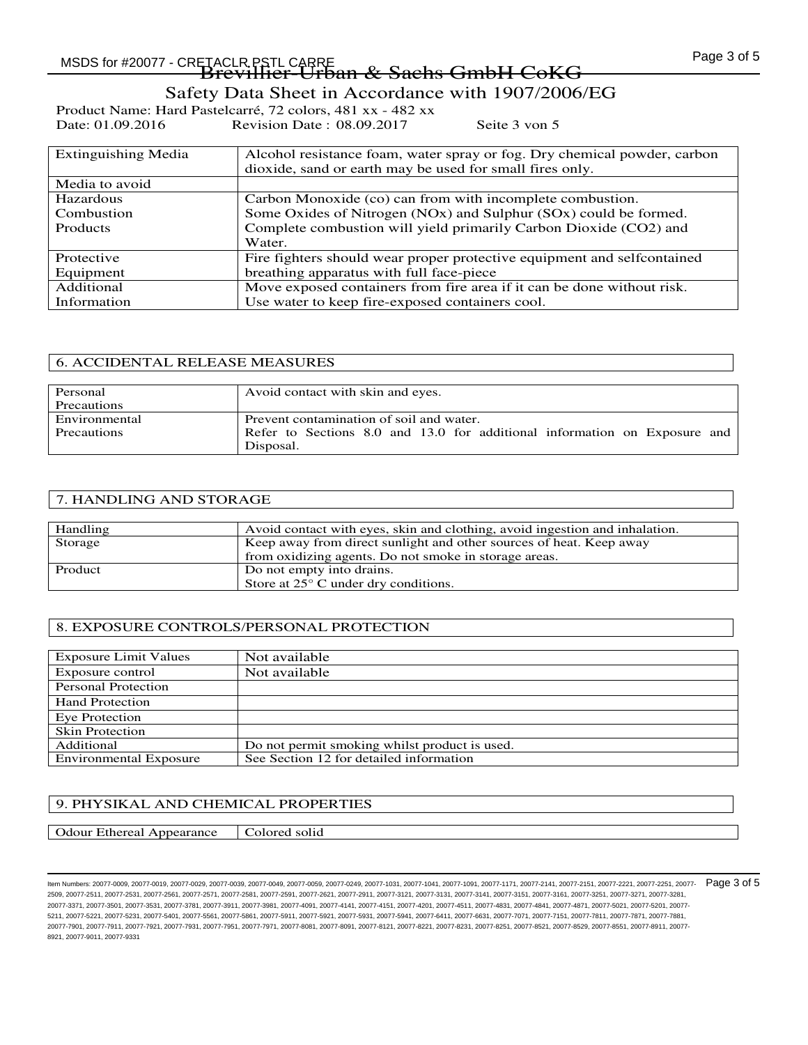| Extinguishing Media | Alcohol resistance foam, water spray or fog. Dry chemical powder, carbon dioxide, sand or earth may be used for small fires only. |
|---|---|
| Media to avoid | |
| Hazardous Combustion Products | Carbon Monoxide (co) can from with incomplete combustion. Some Oxides of Nitrogen (NOx) and Sulphur (SOx) could be formed. Complete combustion will yield primarily Carbon Dioxide (CO2) and Water. |
| Protective Equipment | Fire fighters should wear proper protective equipment and selfcontained breathing apparatus with full face-piece |
| Additional Information | Move exposed containers from fire area if it can be done without risk. Use water to keep fire-exposed containers cool. |

## 6. ACCIDENTAL RELEASE MEASURES

| Personal Precautions | Avoid contact with skin and eyes. |
|---|---|
| Environmental Precautions | Prevent contamination of soil and water. Refer to Sections 8.0 and 13.0 for additional information on Exposure and Disposal. |

## 7. HANDLING AND STORAGE

| Handling | Avoid contact with eyes, skin and clothing, avoid ingestion and inhalation. |
|---|---|
| Storage | Keep away from direct sunlight and other sources of heat. Keep away from oxidizing agents. Do not smoke in storage areas. |
| Product | Do not empty into drains. Store at 25° C under dry conditions. |

## 8. EXPOSURE CONTROLS/PERSONAL PROTECTION

| Exposure Limit Values | Not available |
|---|---|
| Exposure control | Not available |
| Personal Protection | |
| Hand Protection | |
| Eye Protection | |
| Skin Protection | |
| Additional | Do not permit smoking whilst product is used. |
| Environmental Exposure | See Section 12 for detailed information |

## 9. PHYSIKAL AND CHEMICAL PROPERTIES

| Odour Ethereal Appearance | Colored solid |
|---|---|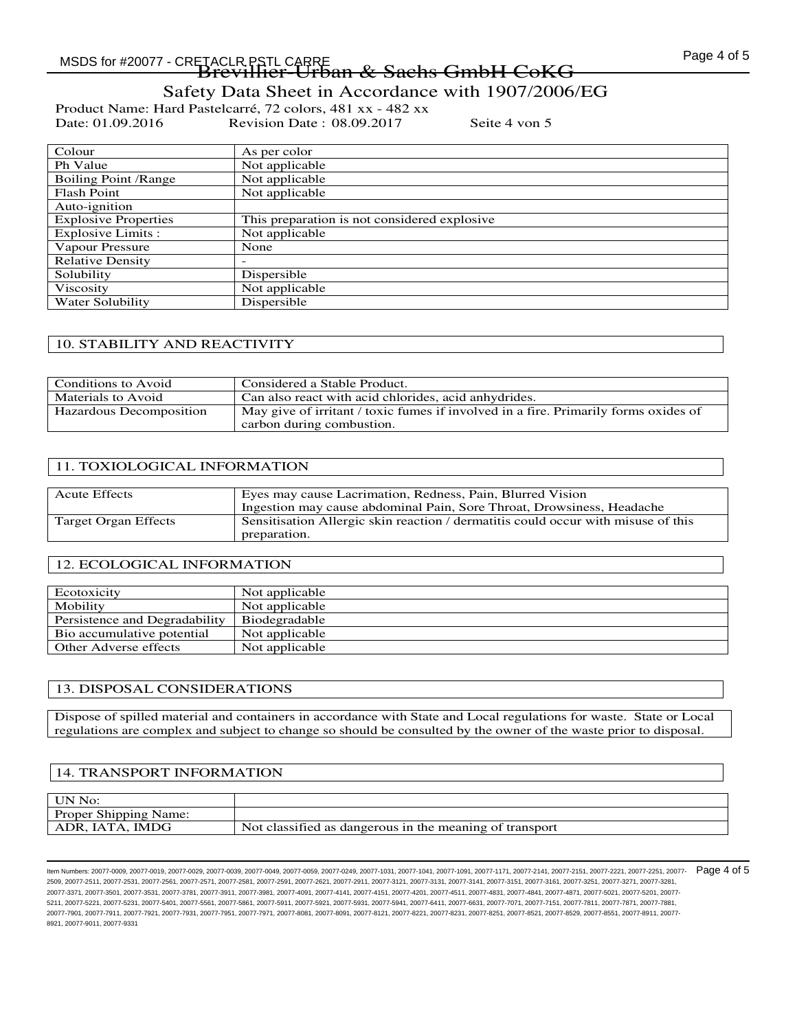| Colour | As per color |
|---|---|
| Ph Value | Not applicable |
| Boiling Point /Range | Not applicable |
| Flash Point | Not applicable |
| Auto-ignition | |
| Explosive Properties | This preparation is not considered explosive |
| Explosive Limits : | Not applicable |
| Vapour Pressure | None |
| Relative Density | - |
| Solubility | Dispersible |
| Viscosity | Not applicable |
| Water Solubility | Dispersible |

## 10. STABILITY AND REACTIVITY

| Conditions to Avoid | Considered a Stable Product. |
|---|---|
| Materials to Avoid | Can also react with acid chlorides, acid anhydrides. |
| Hazardous Decomposition | May give of irritant / toxic fumes if involved in a fire. Primarily forms oxides of carbon during combustion. |

## 11. TOXIOLOGICAL INFORMATION

| Acute Effects | Eyes may cause Lacrimation, Redness, Pain, Blurred Vision<br>Ingestion may cause abdominal Pain, Sore Throat, Drowsiness, Headache |
|---|---|
| Target Organ Effects | Sensitisation Allergic skin reaction / dermatitis could occur with misuse of this preparation. |

## 12. ECOLOGICAL INFORMATION

| Ecotoxicity | Not applicable |
|---|---|
| Mobility | Not applicable |
| Persistence and Degradability | Biodegradable |
| Bio accumulative potential | Not applicable |
| Other Adverse effects | Not applicable |

## 13. DISPOSAL CONSIDERATIONS

Dispose of spilled material and containers in accordance with State and Local regulations for waste. State or Local regulations are complex and subject to change so should be consulted by the owner of the waste prior to disposal.

## 14. TRANSPORT INFORMATION

| UN No: | |
|---|---|
| Proper Shipping Name: | |
| ADR, IATA, IMDG | Not classified as dangerous in the meaning of transport |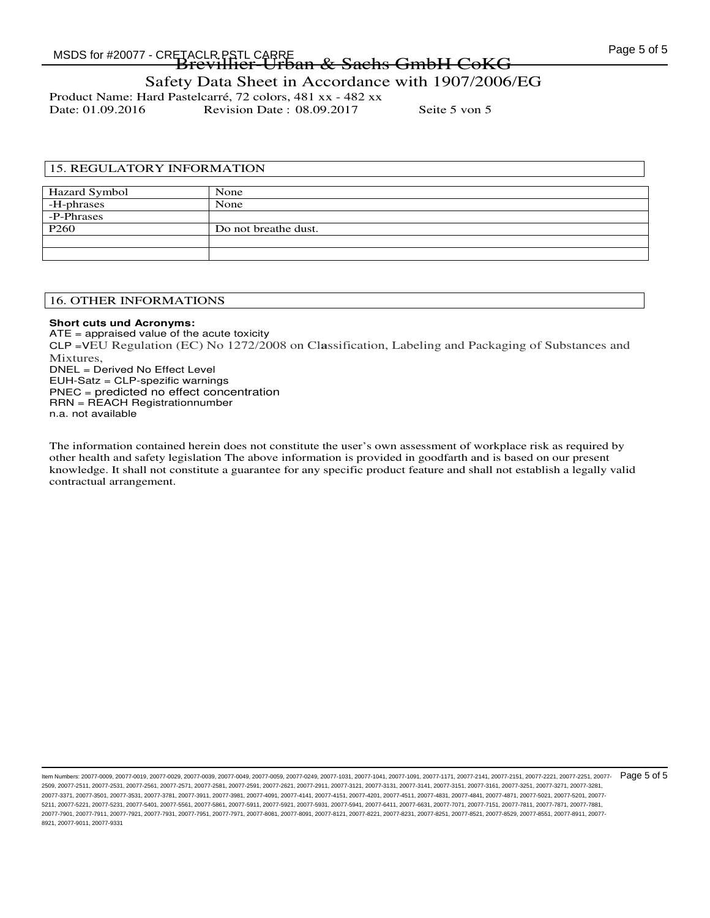## 15. REGULATORY INFORMATION

| | |
|---|---|
| Hazard Symbol | None |
| -H-phrases | None |
| -P-Phrases | |
| P260 | Do not breathe dust. |
| | |
| | |

## 16. OTHER INFORMATIONS

**Short cuts und Acronyms:**

ATE = appraised value of the acute toxicity
CLP =VEU Regulation (EC) No 1272/2008 on Classification, Labeling and Packaging of Substances and Mixtures,
DNEL = Derived No Effect Level
EUH-Satz = CLP-spezific warnings
PNEC = predicted no effect concentration
RRN = REACH Registrationnumber
n.a. not available

The information contained herein does not constitute the user's own assessment of workplace risk as required by other health and safety legislation The above information is provided in goodfarth and is based on our present knowledge. It shall not constitute a guarantee for any specific product feature and shall not establish a legally valid contractual arrangement.